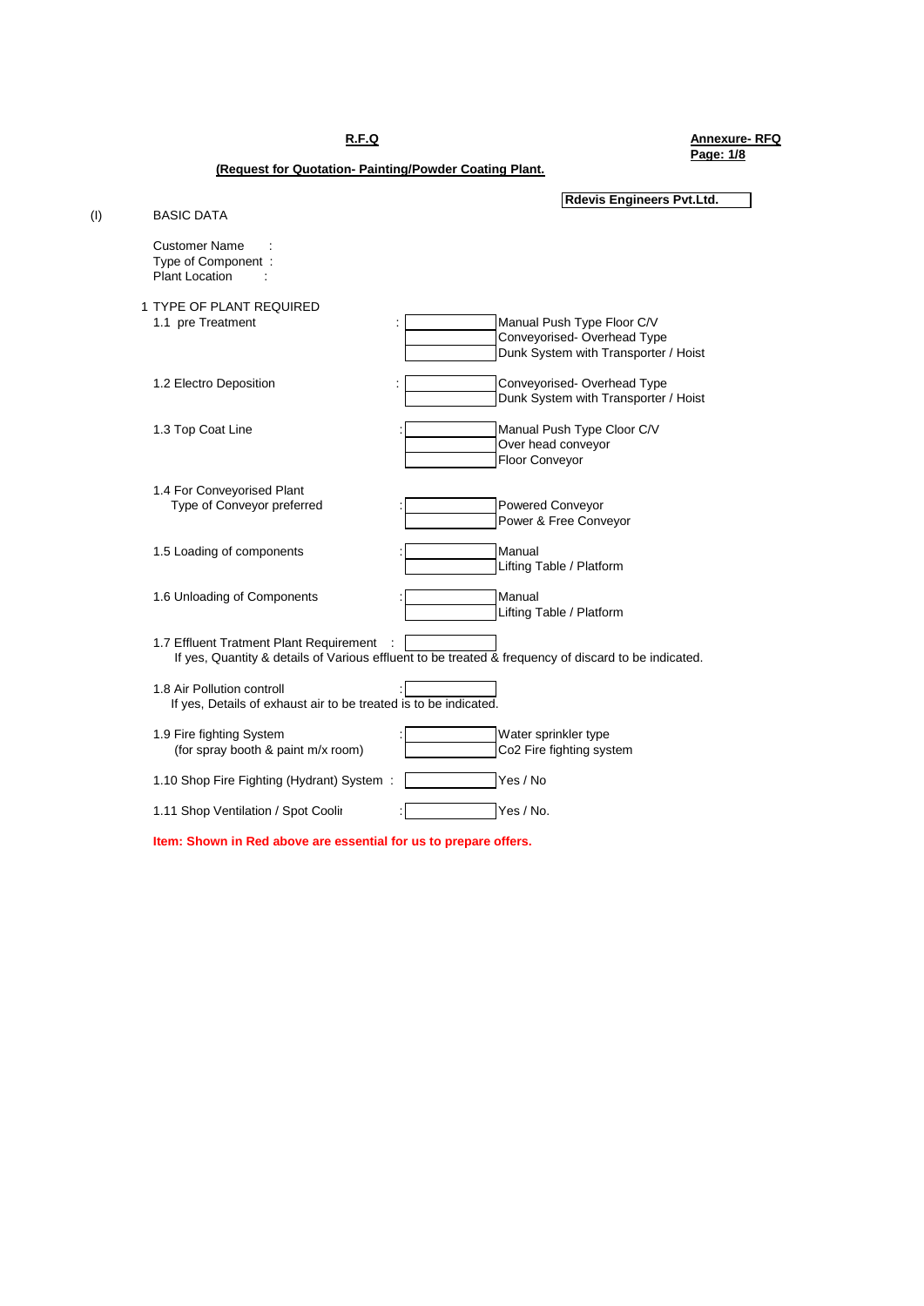**R.F.Q**

**Annexure- RFQ**
**Page: 1/8**

**(Request for Quotation- Painting/Powder Coating Plant.**

**Rdevis Engineers Pvt.Ltd.**

(I) BASIC DATA

Customer Name :
Type of Component :
Plant Location :

1 TYPE OF PLANT REQUIRED

| Item | | Option |
|---|---|---|
| 1.1 pre Treatment | : | Manual Push Type Floor C/V |
| | | Conveyorised- Overhead Type |
| | | Dunk System with Transporter / Hoist |
| 1.2 Electro Deposition | : | Conveyorised- Overhead Type |
| | | Dunk System with Transporter / Hoist |
| 1.3 Top Coat Line | : | Manual Push Type Cloor C/V |
| | | Over head conveyor |
| | | Floor Conveyor |
| 1.4 For Conveyorised Plant Type of Conveyor preferred | : | Powered Conveyor |
| | | Power & Free Conveyor |
| 1.5 Loading of components | : | Manual |
| | | Lifting Table / Platform |
| 1.6 Unloading of Components | : | Manual |
| | | Lifting Table / Platform |

1.7 Effluent Tratment Plant Requirement :
If yes, Quantity & details of Various effluent to be treated & frequency of discard to be indicated.

1.8 Air Pollution controll :
If yes, Details of exhaust air to be treated is to be indicated.

| Item | | Option |
|---|---|---|
| 1.9 Fire fighting System (for spray booth & paint m/x room) | : | Water sprinkler type |
| | | Co2 Fire fighting system |
| 1.10 Shop Fire Fighting (Hydrant) System | : | Yes / No |
| 1.11 Shop Ventilation / Spot Coolii | : | Yes / No. |

**Item: Shown in Red above are essential for us to prepare offers.**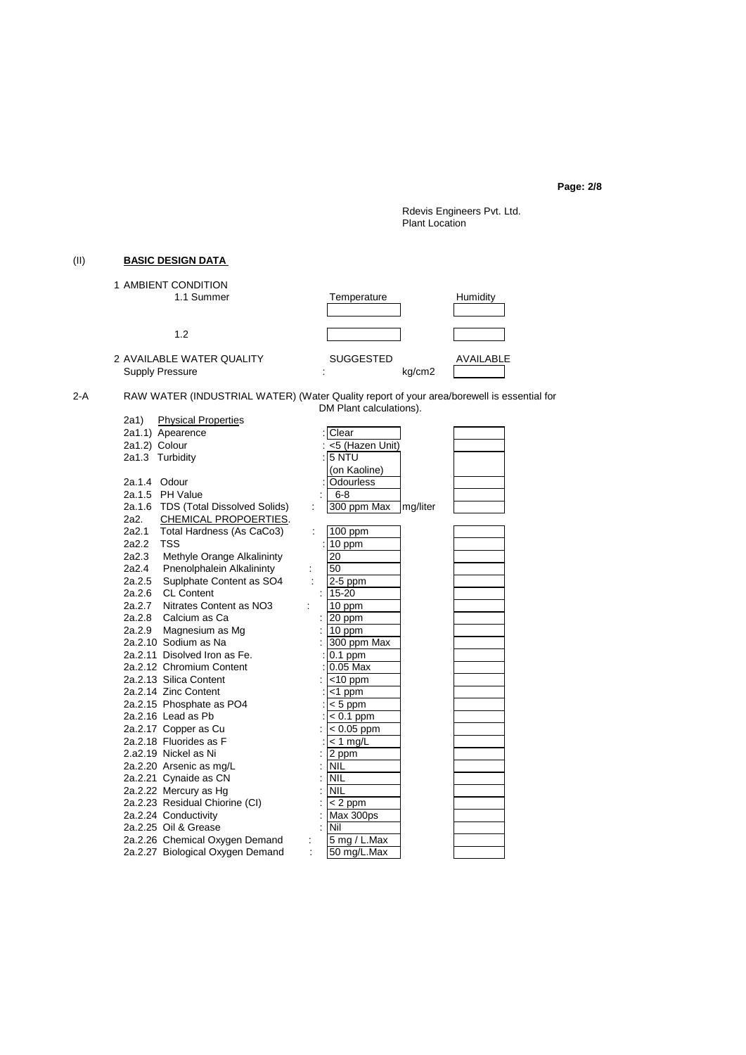Rdevis Engineers Pvt. Ltd.
Plant Location

## (II) BASIC DESIGN DATA

1 AMBIENT CONDITION

| | Temperature | Humidity |
|---|---|---|
| 1.1 Summer | | |
| 1.2 | | |

2 AVAILABLE WATER QUALITY

| | SUGGESTED | | AVAILABLE |
|---|---|---|---|
| Supply Pressure | : | kg/cm2 | |

2-A RAW WATER (INDUSTRIAL WATER) (Water Quality report of your area/borewell is essential for DM Plant calculations).

| Parameter | Suggested | Unit | Available |
|---|---|---|---|
| 2a1) **Physical Properties** | | | |
| 2a1.1) Apearence | Clear | | |
| 2a1.2) Colour | <5 (Hazen Unit) | | |
| 2a1.3 Turbidity | 5 NTU (on Kaoline) | | |
| 2a.1.4 Odour | Odourless | | |
| 2a.1.5 PH Value | 6-8 | | |
| 2a.1.6 TDS (Total Dissolved Solids) | 300 ppm Max | mg/liter | |
| 2a2. **CHEMICAL PROPOERTIES.** | | | |
| 2a2.1 Total Hardness (As CaCo3) | 100 ppm | | |
| 2a2.2 TSS | 10 ppm | | |
| 2a2.3 Methyle Orange Alkalininty | 20 | | |
| 2a2.4 Pnenolphalein Alkalininty | 50 | | |
| 2a.2.5 Suplphate Content as SO4 | 2-5 ppm | | |
| 2a.2.6 CL Content | 15-20 | | |
| 2a.2.7 Nitrates Content as NO3 | 10 ppm | | |
| 2a.2.8 Calcium as Ca | 20 ppm | | |
| 2a.2.9 Magnesium as Mg | 10 ppm | | |
| 2a.2.10 Sodium as Na | 300 ppm Max | | |
| 2a.2.11 Disolved Iron as Fe. | 0.1 ppm | | |
| 2a.2.12 Chromium Content | 0.05 Max | | |
| 2a.2.13 Silica Content | <10 ppm | | |
| 2a.2.14 Zinc Content | <1 ppm | | |
| 2a.2.15 Phosphate as PO4 | < 5 ppm | | |
| 2a.2.16 Lead as Pb | < 0.1 ppm | | |
| 2a.2.17 Copper as Cu | < 0.05 ppm | | |
| 2a.2.18 Fluorides as F | < 1 mg/L | | |
| 2.a2.19 Nickel as Ni | 2 ppm | | |
| 2a.2.20 Arsenic as mg/L | NIL | | |
| 2a.2.21 Cynaide as CN | NIL | | |
| 2a.2.22 Mercury as Hg | NIL | | |
| 2a.2.23 Residual Chiorine (CI) | < 2 ppm | | |
| 2a.2.24 Conductivity | Max 300ps | | |
| 2a.2.25 Oil & Grease | Nil | | |
| 2a.2.26 Chemical Oxygen Demand | 5 mg / L.Max | | |
| 2a.2.27 Biological Oxygen Demand | 50 mg/L.Max | | |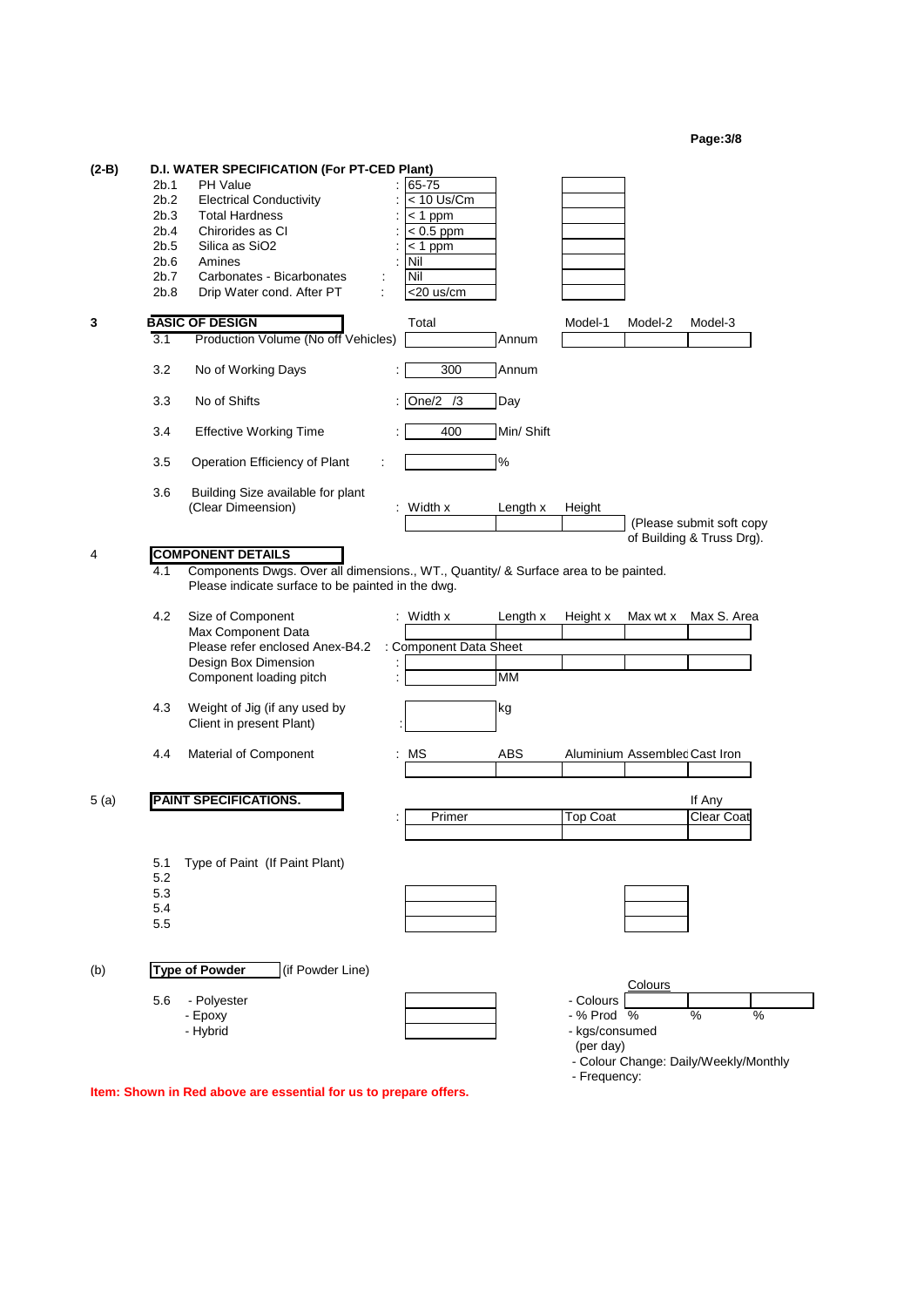## (2-B) D.I. WATER SPECIFICATION (For PT-CED Plant)

| No. | Parameter | Value | |
|---|---|---|---|
| 2b.1 | PH Value | 65-75 | |
| 2b.2 | Electrical Conductivity | < 10 Us/Cm | |
| 2b.3 | Total Hardness | < 1 ppm | |
| 2b.4 | Chirorides as Cl | < 0.5 ppm | |
| 2b.5 | Silica as $SiO_2$ | < 1 ppm | |
| 2b.6 | Amines | Nil | |
| 2b.7 | Carbonates - Bicarbonates | Nil | |
| 2b.8 | Drip Water cond. After PT | <20 us/cm | |

## 3 BASIC OF DESIGN

| No. | Item | Total | Unit | Model-1 | Model-2 | Model-3 |
|---|---|---|---|---|---|---|
| 3.1 | Production Volume (No off Vehicles) | | Annum | | | |
| 3.2 | No of Working Days | 300 | Annum | | | |
| 3.3 | No of Shifts | One/2 /3 | Day | | | |
| 3.4 | Effective Working Time | 400 | Min/ Shift | | | |
| 3.5 | Operation Efficiency of Plant | | % | | | |

3.6 Building Size available for plant (Clear Dimeension) : Width x Length x Height

| Width x | Length x | Height |
|---|---|---|
| | | |

(Please submit soft copy of Building & Truss Drg).

## 4 COMPONENT DETAILS

4.1 Components Dwgs. Over all dimensions., WT., Quantity/ & Surface area to be painted. Please indicate surface to be painted in the dwg.

4.2 Size of Component

| | Width x | Length x | Height x | Max wt x | Max S. Area |
|---|---|---|---|---|---|
| Max Component Data | | | | | |
| Please refer enclosed Anex-B4.2 | : Component Data Sheet | | | | |
| Design Box Dimension | | | | | |
| Component loading pitch | | MM | | | |

4.3 Weight of Jig (if any used by Client in present Plant) : ______ kg

4.4 Material of Component

| MS | ABS | Aluminium | Assembled | Cast Iron |
|---|---|---|---|---|
| | | | | |

## 5 (a) PAINT SPECIFICATIONS.

| Primer | Top Coat | Clear Coat (If Any) |
|---|---|---|
| | | |

5.1 Type of Paint (If Paint Plant)
5.2
5.3
5.4
5.5

## (b) Type of Powder (if Powder Line)

5.6
- Polyester
- Epoxy
- Hybrid

| | Colours | | |
|---|---|---|---|
| - Colours | | | |
| - % Prod | % | % | % |

- kgs/consumed (per day)
- Colour Change: Daily/Weekly/Monthly
- Frequency:

**Item: Shown in Red above are essential for us to prepare offers.**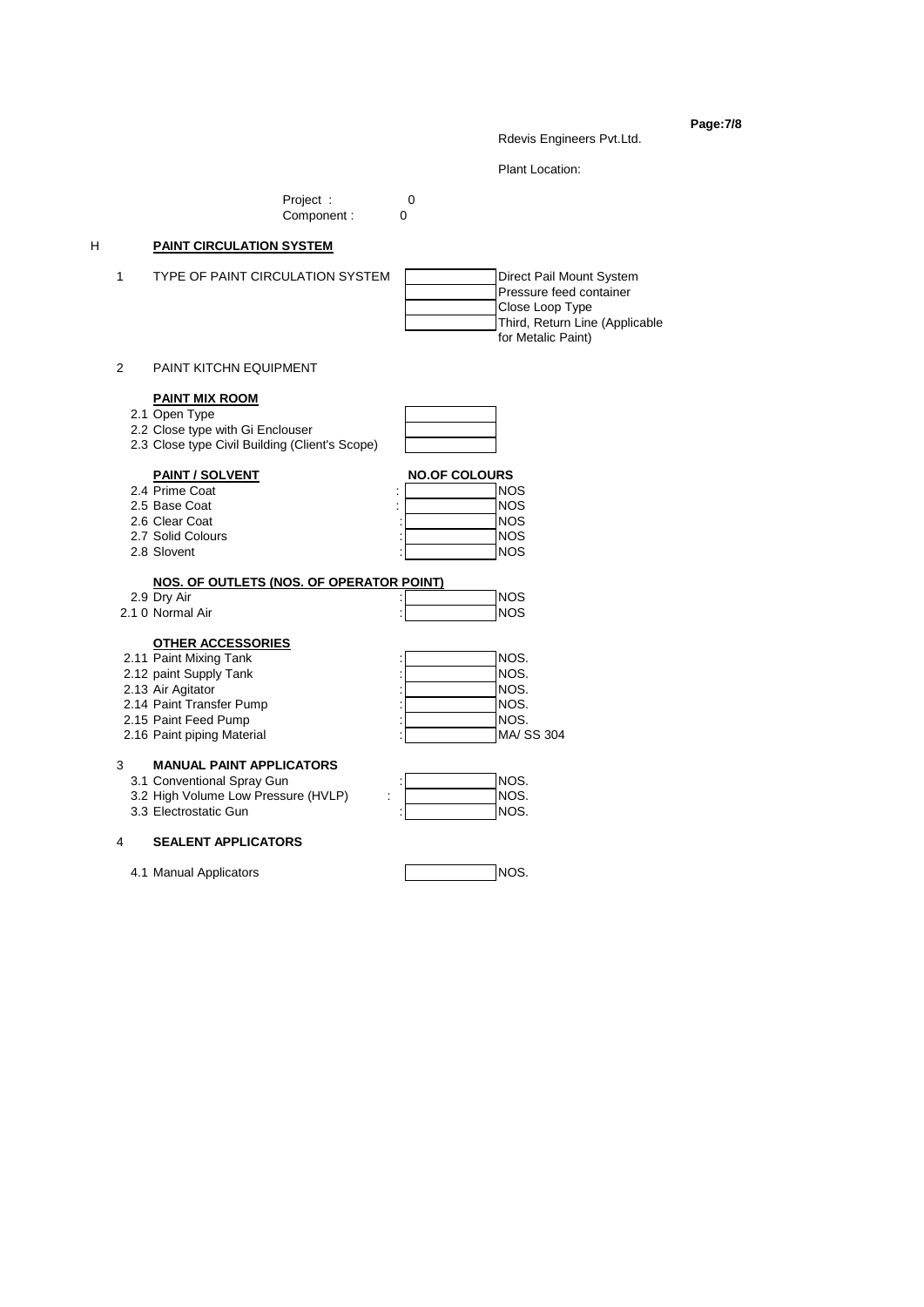Rdevis Engineers Pvt.Ltd.

Plant Location:

Project : 0

Component : 0

## H PAINT CIRCULATION SYSTEM

**1 TYPE OF PAINT CIRCULATION SYSTEM**

| | |
|---|---|
| | Direct Pail Mount System |
| | Pressure feed container |
| | Close Loop Type |
| | Third, Return Line (Applicable for Metalic Paint) |

**2 PAINT KITCHN EQUIPMENT**

**PAINT MIX ROOM**

| | |
|---|---|
| 2.1 Open Type | |
| 2.2 Close type with Gi Enclouser | |
| 2.3 Close type Civil Building (Client's Scope) | |

| **PAINT / SOLVENT** | **NO.OF COLOURS** | |
|---|---|---|
| 2.4 Prime Coat : | | NOS |
| 2.5 Base Coat : | | NOS |
| 2.6 Clear Coat : | | NOS |
| 2.7 Solid Colours : | | NOS |
| 2.8 Slovent : | | NOS |

**NOS. OF OUTLETS (NOS. OF OPERATOR POINT)**

| | | |
|---|---|---|
| 2.9 Dry Air : | | NOS |
| 2.1 0 Normal Air : | | NOS |

**OTHER ACCESSORIES**

| | | |
|---|---|---|
| 2.11 Paint Mixing Tank : | | NOS. |
| 2.12 paint Supply Tank : | | NOS. |
| 2.13 Air Agitator : | | NOS. |
| 2.14 Paint Transfer Pump : | | NOS. |
| 2.15 Paint Feed Pump : | | NOS. |
| 2.16 Paint piping Material : | | MA/ SS 304 |

**3 MANUAL PAINT APPLICATORS**

| | | |
|---|---|---|
| 3.1 Conventional Spray Gun : | | NOS. |
| 3.2 High Volume Low Pressure (HVLP) : | | NOS. |
| 3.3 Electrostatic Gun : | | NOS. |

**4 SEALENT APPLICATORS**

| | | |
|---|---|---|
| 4.1 Manual Applicators | | NOS. |